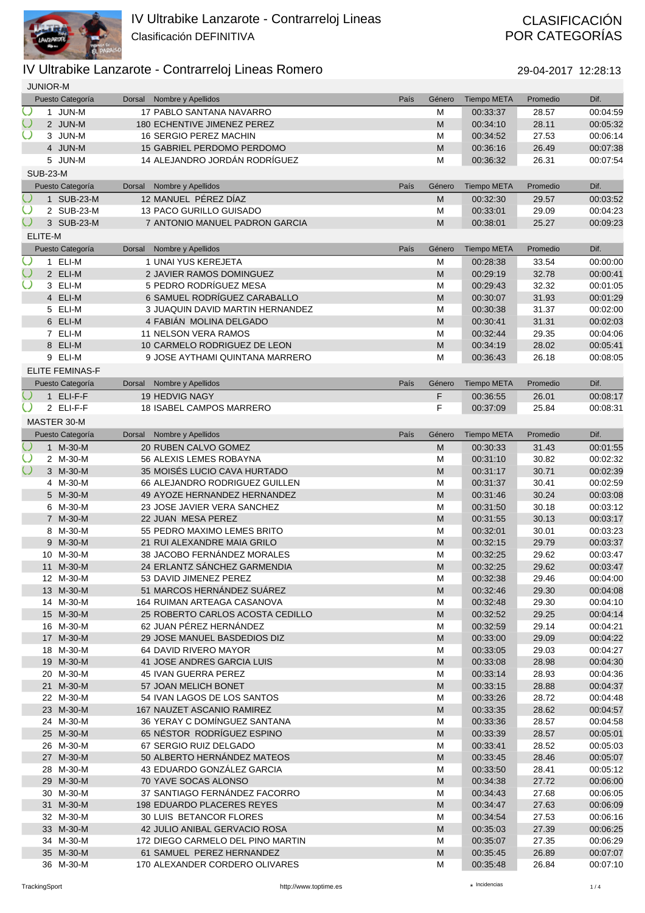# IV Ultrabike Lanzarote - Contrarreloj Lineas

Clasificación DEFINITIVA

CLASIFICACIÓN POR CATEGORÍAS

## IV Ultrabike Lanzarote - Contrarreloj Lineas Romero

29-04-2017 12:28:13

### JUNIOR-M

| Puesto | Categoría | Dorsal | Nombre y Apellidos | País | Género | Tiempo META | Promedio | Dif. |
|---|---|---|---|---|---|---|---|---|
| 1 | JUN-M | 17 | PABLO SANTANA NAVARRO | | M | 00:33:37 | 28.57 | 00:04:59 |
| 2 | JUN-M | 180 | ECHENTIVE JIMENEZ PEREZ | | M | 00:34:10 | 28.11 | 00:05:32 |
| 3 | JUN-M | 16 | SERGIO PEREZ MACHIN | | M | 00:34:52 | 27.53 | 00:06:14 |
| 4 | JUN-M | 15 | GABRIEL PERDOMO PERDOMO | | M | 00:36:16 | 26.49 | 00:07:38 |
| 5 | JUN-M | 14 | ALEJANDRO JORDÁN RODRÍGUEZ | | M | 00:36:32 | 26.31 | 00:07:54 |

### SUB-23-M

| Puesto | Categoría | Dorsal | Nombre y Apellidos | País | Género | Tiempo META | Promedio | Dif. |
|---|---|---|---|---|---|---|---|---|
| 1 | SUB-23-M | 12 | MANUEL PÉREZ DÍAZ | | M | 00:32:30 | 29.57 | 00:03:52 |
| 2 | SUB-23-M | 13 | PACO GURILLO GUISADO | | M | 00:33:01 | 29.09 | 00:04:23 |
| 3 | SUB-23-M | 7 | ANTONIO MANUEL PADRON GARCIA | | M | 00:38:01 | 25.27 | 00:09:23 |

### ELITE-M

| Puesto | Categoría | Dorsal | Nombre y Apellidos | País | Género | Tiempo META | Promedio | Dif. |
|---|---|---|---|---|---|---|---|---|
| 1 | ELI-M | 1 | UNAI YUS KEREJETA | | M | 00:28:38 | 33.54 | 00:00:00 |
| 2 | ELI-M | 2 | JAVIER RAMOS DOMINGUEZ | | M | 00:29:19 | 32.78 | 00:00:41 |
| 3 | ELI-M | 5 | PEDRO RODRÍGUEZ MESA | | M | 00:29:43 | 32.32 | 00:01:05 |
| 4 | ELI-M | 6 | SAMUEL RODRÍGUEZ CARABALLO | | M | 00:30:07 | 31.93 | 00:01:29 |
| 5 | ELI-M | 3 | JUAQUIN DAVID MARTIN HERNANDEZ | | M | 00:30:38 | 31.37 | 00:02:00 |
| 6 | ELI-M | 4 | FABIÁN MOLINA DELGADO | | M | 00:30:41 | 31.31 | 00:02:03 |
| 7 | ELI-M | 11 | NELSON VERA RAMOS | | M | 00:32:44 | 29.35 | 00:04:06 |
| 8 | ELI-M | 10 | CARMELO RODRIGUEZ DE LEON | | M | 00:34:19 | 28.02 | 00:05:41 |
| 9 | ELI-M | 9 | JOSE AYTHAMI QUINTANA MARRERO | | M | 00:36:43 | 26.18 | 00:08:05 |

### ELITE FEMINAS-F

| Puesto | Categoría | Dorsal | Nombre y Apellidos | País | Género | Tiempo META | Promedio | Dif. |
|---|---|---|---|---|---|---|---|---|
| 1 | ELI-F-F | 19 | HEDVIG NAGY | | F | 00:36:55 | 26.01 | 00:08:17 |
| 2 | ELI-F-F | 18 | ISABEL CAMPOS MARRERO | | F | 00:37:09 | 25.84 | 00:08:31 |

### MASTER 30-M

| Puesto | Categoría | Dorsal | Nombre y Apellidos | País | Género | Tiempo META | Promedio | Dif. |
|---|---|---|---|---|---|---|---|---|
| 1 | M-30-M | 20 | RUBEN CALVO GOMEZ | | M | 00:30:33 | 31.43 | 00:01:55 |
| 2 | M-30-M | 56 | ALEXIS LEMES ROBAYNA | | M | 00:31:10 | 30.82 | 00:02:32 |
| 3 | M-30-M | 35 | MOISÉS LUCIO CAVA HURTADO | | M | 00:31:17 | 30.71 | 00:02:39 |
| 4 | M-30-M | 66 | ALEJANDRO RODRIGUEZ GUILLEN | | M | 00:31:37 | 30.41 | 00:02:59 |
| 5 | M-30-M | 49 | AYOZE HERNANDEZ HERNANDEZ | | M | 00:31:46 | 30.24 | 00:03:08 |
| 6 | M-30-M | 23 | JOSE JAVIER VERA SANCHEZ | | M | 00:31:50 | 30.18 | 00:03:12 |
| 7 | M-30-M | 22 | JUAN MESA PEREZ | | M | 00:31:55 | 30.13 | 00:03:17 |
| 8 | M-30-M | 55 | PEDRO MAXIMO LEMES BRITO | | M | 00:32:01 | 30.01 | 00:03:23 |
| 9 | M-30-M | 21 | RUI ALEXANDRE MAIA GRILO | | M | 00:32:15 | 29.79 | 00:03:37 |
| 10 | M-30-M | 38 | JACOBO FERNÁNDEZ MORALES | | M | 00:32:25 | 29.62 | 00:03:47 |
| 11 | M-30-M | 24 | ERLANTZ SÁNCHEZ GARMENDIA | | M | 00:32:25 | 29.62 | 00:03:47 |
| 12 | M-30-M | 53 | DAVID JIMENEZ PEREZ | | M | 00:32:38 | 29.46 | 00:04:00 |
| 13 | M-30-M | 51 | MARCOS HERNÁNDEZ SUÁREZ | | M | 00:32:46 | 29.30 | 00:04:08 |
| 14 | M-30-M | 164 | RUIMAN ARTEAGA CASANOVA | | M | 00:32:48 | 29.30 | 00:04:10 |
| 15 | M-30-M | 25 | ROBERTO CARLOS ACOSTA CEDILLO | | M | 00:32:52 | 29.25 | 00:04:14 |
| 16 | M-30-M | 62 | JUAN PÉREZ HERNÁNDEZ | | M | 00:32:59 | 29.14 | 00:04:21 |
| 17 | M-30-M | 29 | JOSE MANUEL BASDEDIOS DIZ | | M | 00:33:00 | 29.09 | 00:04:22 |
| 18 | M-30-M | 64 | DAVID RIVERO MAYOR | | M | 00:33:05 | 29.03 | 00:04:27 |
| 19 | M-30-M | 41 | JOSE ANDRES GARCIA LUIS | | M | 00:33:08 | 28.98 | 00:04:30 |
| 20 | M-30-M | 45 | IVAN GUERRA PEREZ | | M | 00:33:14 | 28.93 | 00:04:36 |
| 21 | M-30-M | 57 | JOAN MELICH BONET | | M | 00:33:15 | 28.88 | 00:04:37 |
| 22 | M-30-M | 54 | IVAN LAGOS DE LOS SANTOS | | M | 00:33:26 | 28.72 | 00:04:48 |
| 23 | M-30-M | 167 | NAUZET ASCANIO RAMIREZ | | M | 00:33:35 | 28.62 | 00:04:57 |
| 24 | M-30-M | 36 | YERAY C DOMÍNGUEZ SANTANA | | M | 00:33:36 | 28.57 | 00:04:58 |
| 25 | M-30-M | 65 | NÉSTOR RODRÍGUEZ ESPINO | | M | 00:33:39 | 28.57 | 00:05:01 |
| 26 | M-30-M | 67 | SERGIO RUIZ DELGADO | | M | 00:33:41 | 28.52 | 00:05:03 |
| 27 | M-30-M | 50 | ALBERTO HERNÁNDEZ MATEOS | | M | 00:33:45 | 28.46 | 00:05:07 |
| 28 | M-30-M | 43 | EDUARDO GONZÁLEZ GARCIA | | M | 00:33:50 | 28.41 | 00:05:12 |
| 29 | M-30-M | 70 | YAVE SOCAS ALONSO | | M | 00:34:38 | 27.72 | 00:06:00 |
| 30 | M-30-M | 37 | SANTIAGO FERNÁNDEZ FACORRO | | M | 00:34:43 | 27.68 | 00:06:05 |
| 31 | M-30-M | 198 | EDUARDO PLACERES REYES | | M | 00:34:47 | 27.63 | 00:06:09 |
| 32 | M-30-M | 30 | LUIS BETANCOR FLORES | | M | 00:34:54 | 27.53 | 00:06:16 |
| 33 | M-30-M | 42 | JULIO ANIBAL GERVACIO ROSA | | M | 00:35:03 | 27.39 | 00:06:25 |
| 34 | M-30-M | 172 | DIEGO CARMELO DEL PINO MARTIN | | M | 00:35:07 | 27.35 | 00:06:29 |
| 35 | M-30-M | 61 | SAMUEL PEREZ HERNANDEZ | | M | 00:35:45 | 26.89 | 00:07:07 |
| 36 | M-30-M | 170 | ALEXANDER CORDERO OLIVARES | | M | 00:35:48 | 26.84 | 00:07:10 |

TrackingSport http://www.toptime.es ⋆ Incidencias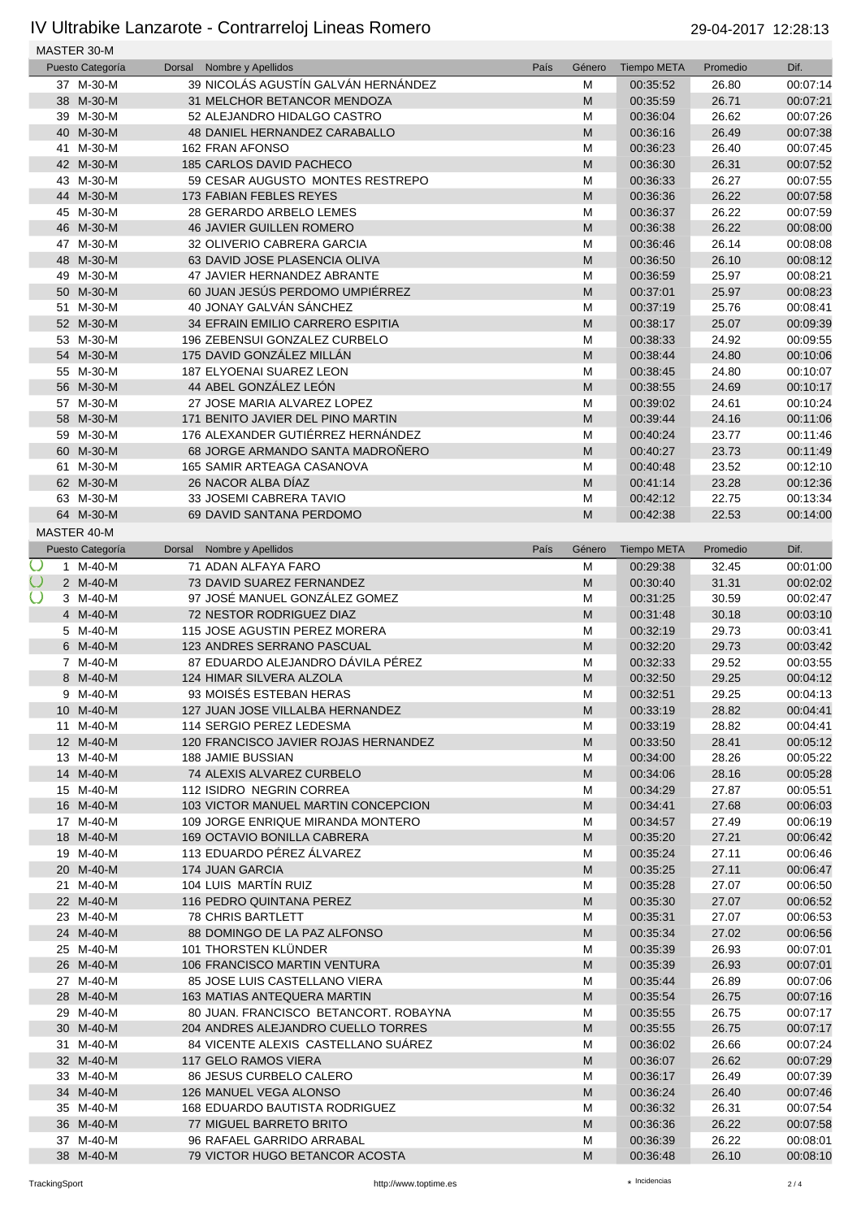# IV Ultrabike Lanzarote - Contrarreloj Lineas Romero

29-04-2017 12:28:13

## MASTER 30-M

| Puesto | Categoría | Dorsal | Nombre y Apellidos | País | Género | Tiempo META | Promedio | Dif. |
|---|---|---|---|---|---|---|---|---|
| 37 | M-30-M | 39 | NICOLÁS AGUSTÍN GALVÁN HERNÁNDEZ | | M | 00:35:52 | 26.80 | 00:07:14 |
| 38 | M-30-M | 31 | MELCHOR BETANCOR MENDOZA | | M | 00:35:59 | 26.71 | 00:07:21 |
| 39 | M-30-M | 52 | ALEJANDRO HIDALGO CASTRO | | M | 00:36:04 | 26.62 | 00:07:26 |
| 40 | M-30-M | 48 | DANIEL HERNANDEZ CARABALLO | | M | 00:36:16 | 26.49 | 00:07:38 |
| 41 | M-30-M | 162 | FRAN AFONSO | | M | 00:36:23 | 26.40 | 00:07:45 |
| 42 | M-30-M | 185 | CARLOS DAVID PACHECO | | M | 00:36:30 | 26.31 | 00:07:52 |
| 43 | M-30-M | 59 | CESAR AUGUSTO MONTES RESTREPO | | M | 00:36:33 | 26.27 | 00:07:55 |
| 44 | M-30-M | 173 | FABIAN FEBLES REYES | | M | 00:36:36 | 26.22 | 00:07:58 |
| 45 | M-30-M | 28 | GERARDO ARBELO LEMES | | M | 00:36:37 | 26.22 | 00:07:59 |
| 46 | M-30-M | 46 | JAVIER GUILLEN ROMERO | | M | 00:36:38 | 26.22 | 00:08:00 |
| 47 | M-30-M | 32 | OLIVERIO CABRERA GARCIA | | M | 00:36:46 | 26.14 | 00:08:08 |
| 48 | M-30-M | 63 | DAVID JOSE PLASENCIA OLIVA | | M | 00:36:50 | 26.10 | 00:08:12 |
| 49 | M-30-M | 47 | JAVIER HERNANDEZ ABRANTE | | M | 00:36:59 | 25.97 | 00:08:21 |
| 50 | M-30-M | 60 | JUAN JESÚS PERDOMO UMPIÉRREZ | | M | 00:37:01 | 25.97 | 00:08:23 |
| 51 | M-30-M | 40 | JONAY GALVÁN SÁNCHEZ | | M | 00:37:19 | 25.76 | 00:08:41 |
| 52 | M-30-M | 34 | EFRAIN EMILIO CARRERO ESPITIA | | M | 00:38:17 | 25.07 | 00:09:39 |
| 53 | M-30-M | 196 | ZEBENSUI GONZALEZ CURBELO | | M | 00:38:33 | 24.92 | 00:09:55 |
| 54 | M-30-M | 175 | DAVID GONZÁLEZ MILLÁN | | M | 00:38:44 | 24.80 | 00:10:06 |
| 55 | M-30-M | 187 | ELYOENAI SUAREZ LEON | | M | 00:38:45 | 24.80 | 00:10:07 |
| 56 | M-30-M | 44 | ABEL GONZÁLEZ LEÓN | | M | 00:38:55 | 24.69 | 00:10:17 |
| 57 | M-30-M | 27 | JOSE MARIA ALVAREZ LOPEZ | | M | 00:39:02 | 24.61 | 00:10:24 |
| 58 | M-30-M | 171 | BENITO JAVIER DEL PINO MARTIN | | M | 00:39:44 | 24.16 | 00:11:06 |
| 59 | M-30-M | 176 | ALEXANDER GUTIÉRREZ HERNÁNDEZ | | M | 00:40:24 | 23.77 | 00:11:46 |
| 60 | M-30-M | 68 | JORGE ARMANDO SANTA MADROÑERO | | M | 00:40:27 | 23.73 | 00:11:49 |
| 61 | M-30-M | 165 | SAMIR ARTEAGA CASANOVA | | M | 00:40:48 | 23.52 | 00:12:10 |
| 62 | M-30-M | 26 | NACOR ALBA DÍAZ | | M | 00:41:14 | 23.28 | 00:12:36 |
| 63 | M-30-M | 33 | JOSEMI CABRERA TAVIO | | M | 00:42:12 | 22.75 | 00:13:34 |
| 64 | M-30-M | 69 | DAVID SANTANA PERDOMO | | M | 00:42:38 | 22.53 | 00:14:00 |

## MASTER 40-M

| Puesto | Categoría | Dorsal | Nombre y Apellidos | País | Género | Tiempo META | Promedio | Dif. |
|---|---|---|---|---|---|---|---|---|
| 1 | M-40-M | 71 | ADAN ALFAYA FARO | | M | 00:29:38 | 32.45 | 00:01:00 |
| 2 | M-40-M | 73 | DAVID SUAREZ FERNANDEZ | | M | 00:30:40 | 31.31 | 00:02:02 |
| 3 | M-40-M | 97 | JOSÉ MANUEL GONZÁLEZ GOMEZ | | M | 00:31:25 | 30.59 | 00:02:47 |
| 4 | M-40-M | 72 | NESTOR RODRIGUEZ DIAZ | | M | 00:31:48 | 30.18 | 00:03:10 |
| 5 | M-40-M | 115 | JOSE AGUSTIN PEREZ MORERA | | M | 00:32:19 | 29.73 | 00:03:41 |
| 6 | M-40-M | 123 | ANDRES SERRANO PASCUAL | | M | 00:32:20 | 29.73 | 00:03:42 |
| 7 | M-40-M | 87 | EDUARDO ALEJANDRO DÁVILA PÉREZ | | M | 00:32:33 | 29.52 | 00:03:55 |
| 8 | M-40-M | 124 | HIMAR SILVERA ALZOLA | | M | 00:32:50 | 29.25 | 00:04:12 |
| 9 | M-40-M | 93 | MOISÉS ESTEBAN HERAS | | M | 00:32:51 | 29.25 | 00:04:13 |
| 10 | M-40-M | 127 | JUAN JOSE VILLALBA HERNANDEZ | | M | 00:33:19 | 28.82 | 00:04:41 |
| 11 | M-40-M | 114 | SERGIO PEREZ LEDESMA | | M | 00:33:19 | 28.82 | 00:04:41 |
| 12 | M-40-M | 120 | FRANCISCO JAVIER ROJAS HERNANDEZ | | M | 00:33:50 | 28.41 | 00:05:12 |
| 13 | M-40-M | 188 | JAMIE BUSSIAN | | M | 00:34:00 | 28.26 | 00:05:22 |
| 14 | M-40-M | 74 | ALEXIS ALVAREZ CURBELO | | M | 00:34:06 | 28.16 | 00:05:28 |
| 15 | M-40-M | 112 | ISIDRO NEGRIN CORREA | | M | 00:34:29 | 27.87 | 00:05:51 |
| 16 | M-40-M | 103 | VICTOR MANUEL MARTIN CONCEPCION | | M | 00:34:41 | 27.68 | 00:06:03 |
| 17 | M-40-M | 109 | JORGE ENRIQUE MIRANDA MONTERO | | M | 00:34:57 | 27.49 | 00:06:19 |
| 18 | M-40-M | 169 | OCTAVIO BONILLA CABRERA | | M | 00:35:20 | 27.21 | 00:06:42 |
| 19 | M-40-M | 113 | EDUARDO PÉREZ ÁLVAREZ | | M | 00:35:24 | 27.11 | 00:06:46 |
| 20 | M-40-M | 174 | JUAN GARCIA | | M | 00:35:25 | 27.11 | 00:06:47 |
| 21 | M-40-M | 104 | LUIS MARTÍN RUIZ | | M | 00:35:28 | 27.07 | 00:06:50 |
| 22 | M-40-M | 116 | PEDRO QUINTANA PEREZ | | M | 00:35:30 | 27.07 | 00:06:52 |
| 23 | M-40-M | 78 | CHRIS BARTLETT | | M | 00:35:31 | 27.07 | 00:06:53 |
| 24 | M-40-M | 88 | DOMINGO DE LA PAZ ALFONSO | | M | 00:35:34 | 27.02 | 00:06:56 |
| 25 | M-40-M | 101 | THORSTEN KLÜNDER | | M | 00:35:39 | 26.93 | 00:07:01 |
| 26 | M-40-M | 106 | FRANCISCO MARTIN VENTURA | | M | 00:35:39 | 26.93 | 00:07:01 |
| 27 | M-40-M | 85 | JOSE LUIS CASTELLANO VIERA | | M | 00:35:44 | 26.89 | 00:07:06 |
| 28 | M-40-M | 163 | MATIAS ANTEQUERA MARTIN | | M | 00:35:54 | 26.75 | 00:07:16 |
| 29 | M-40-M | 80 | JUAN. FRANCISCO BETANCORT. ROBAYNA | | M | 00:35:55 | 26.75 | 00:07:17 |
| 30 | M-40-M | 204 | ANDRES ALEJANDRO CUELLO TORRES | | M | 00:35:55 | 26.75 | 00:07:17 |
| 31 | M-40-M | 84 | VICENTE ALEXIS CASTELLANO SUÁREZ | | M | 00:36:02 | 26.66 | 00:07:24 |
| 32 | M-40-M | 117 | GELO RAMOS VIERA | | M | 00:36:07 | 26.62 | 00:07:29 |
| 33 | M-40-M | 86 | JESUS CURBELO CALERO | | M | 00:36:17 | 26.49 | 00:07:39 |
| 34 | M-40-M | 126 | MANUEL VEGA ALONSO | | M | 00:36:24 | 26.40 | 00:07:46 |
| 35 | M-40-M | 168 | EDUARDO BAUTISTA RODRIGUEZ | | M | 00:36:32 | 26.31 | 00:07:54 |
| 36 | M-40-M | 77 | MIGUEL BARRETO BRITO | | M | 00:36:36 | 26.22 | 00:07:58 |
| 37 | M-40-M | 96 | RAFAEL GARRIDO ARRABAL | | M | 00:36:39 | 26.22 | 00:08:01 |
| 38 | M-40-M | 79 | VICTOR HUGO BETANCOR ACOSTA | | M | 00:36:48 | 26.10 | 00:08:10 |

TrackingSport · http://www.toptime.es · ★ Incidencias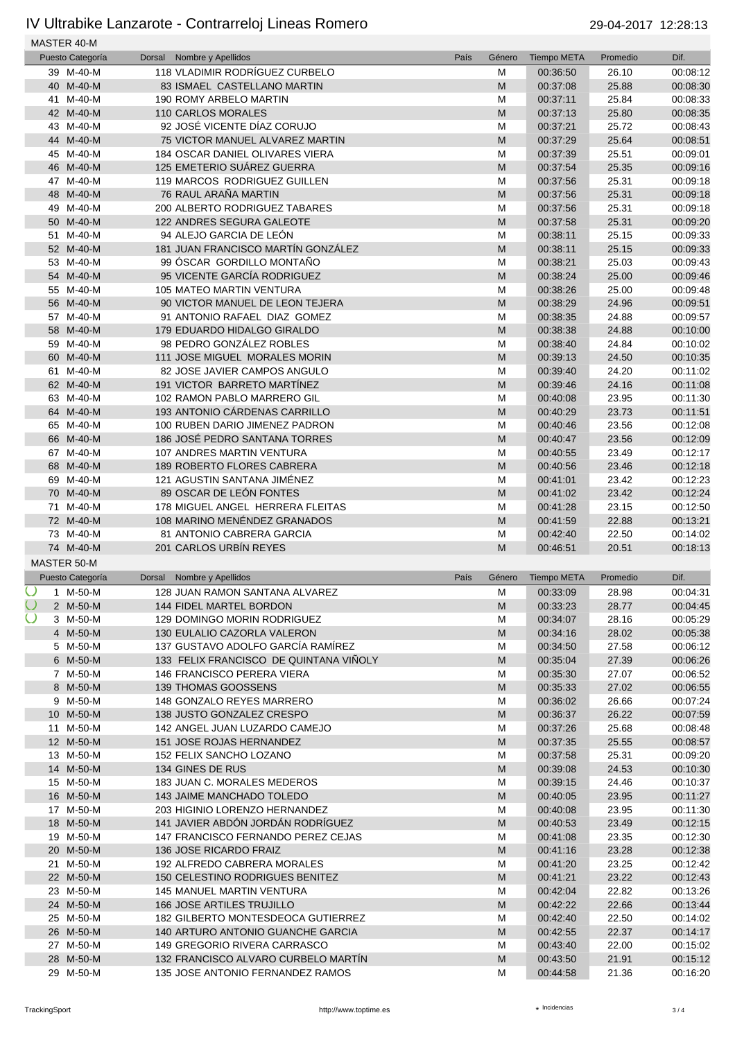# IV Ultrabike Lanzarote - Contrarreloj Lineas Romero

29-04-2017 12:28:13

## MASTER 40-M

| Puesto | Categoría | Dorsal | Nombre y Apellidos | País | Género | Tiempo META | Promedio | Dif. |
|---|---|---|---|---|---|---|---|---|
| 39 | M-40-M | 118 | VLADIMIR RODRÍGUEZ CURBELO | | M | 00:36:50 | 26.10 | 00:08:12 |
| 40 | M-40-M | 83 | ISMAEL CASTELLANO MARTIN | | M | 00:37:08 | 25.88 | 00:08:30 |
| 41 | M-40-M | 190 | ROMY ARBELO MARTIN | | M | 00:37:11 | 25.84 | 00:08:33 |
| 42 | M-40-M | 110 | CARLOS MORALES | | M | 00:37:13 | 25.80 | 00:08:35 |
| 43 | M-40-M | 92 | JOSÉ VICENTE DÍAZ CORUJO | | M | 00:37:21 | 25.72 | 00:08:43 |
| 44 | M-40-M | 75 | VICTOR MANUEL ALVAREZ MARTIN | | M | 00:37:29 | 25.64 | 00:08:51 |
| 45 | M-40-M | 184 | OSCAR DANIEL OLIVARES VIERA | | M | 00:37:39 | 25.51 | 00:09:01 |
| 46 | M-40-M | 125 | EMETERIO SUÁREZ GUERRA | | M | 00:37:54 | 25.35 | 00:09:16 |
| 47 | M-40-M | 119 | MARCOS RODRIGUEZ GUILLEN | | M | 00:37:56 | 25.31 | 00:09:18 |
| 48 | M-40-M | 76 | RAUL ARAÑA MARTIN | | M | 00:37:56 | 25.31 | 00:09:18 |
| 49 | M-40-M | 200 | ALBERTO RODRIGUEZ TABARES | | M | 00:37:56 | 25.31 | 00:09:18 |
| 50 | M-40-M | 122 | ANDRES SEGURA GALEOTE | | M | 00:37:58 | 25.31 | 00:09:20 |
| 51 | M-40-M | 94 | ALEJO GARCIA DE LEÓN | | M | 00:38:11 | 25.15 | 00:09:33 |
| 52 | M-40-M | 181 | JUAN FRANCISCO MARTÍN GONZÁLEZ | | M | 00:38:11 | 25.15 | 00:09:33 |
| 53 | M-40-M | 99 | ÓSCAR GORDILLO MONTAÑO | | M | 00:38:21 | 25.03 | 00:09:43 |
| 54 | M-40-M | 95 | VICENTE GARCÍA RODRIGUEZ | | M | 00:38:24 | 25.00 | 00:09:46 |
| 55 | M-40-M | 105 | MATEO MARTIN VENTURA | | M | 00:38:26 | 25.00 | 00:09:48 |
| 56 | M-40-M | 90 | VICTOR MANUEL DE LEON TEJERA | | M | 00:38:29 | 24.96 | 00:09:51 |
| 57 | M-40-M | 91 | ANTONIO RAFAEL DIAZ GOMEZ | | M | 00:38:35 | 24.88 | 00:09:57 |
| 58 | M-40-M | 179 | EDUARDO HIDALGO GIRALDO | | M | 00:38:38 | 24.88 | 00:10:00 |
| 59 | M-40-M | 98 | PEDRO GONZÁLEZ ROBLES | | M | 00:38:40 | 24.84 | 00:10:02 |
| 60 | M-40-M | 111 | JOSE MIGUEL MORALES MORIN | | M | 00:39:13 | 24.50 | 00:10:35 |
| 61 | M-40-M | 82 | JOSE JAVIER CAMPOS ANGULO | | M | 00:39:40 | 24.20 | 00:11:02 |
| 62 | M-40-M | 191 | VICTOR BARRETO MARTÍNEZ | | M | 00:39:46 | 24.16 | 00:11:08 |
| 63 | M-40-M | 102 | RAMON PABLO MARRERO GIL | | M | 00:40:08 | 23.95 | 00:11:30 |
| 64 | M-40-M | 193 | ANTONIO CÁRDENAS CARRILLO | | M | 00:40:29 | 23.73 | 00:11:51 |
| 65 | M-40-M | 100 | RUBEN DARIO JIMENEZ PADRON | | M | 00:40:46 | 23.56 | 00:12:08 |
| 66 | M-40-M | 186 | JOSÉ PEDRO SANTANA TORRES | | M | 00:40:47 | 23.56 | 00:12:09 |
| 67 | M-40-M | 107 | ANDRES MARTIN VENTURA | | M | 00:40:55 | 23.49 | 00:12:17 |
| 68 | M-40-M | 189 | ROBERTO FLORES CABRERA | | M | 00:40:56 | 23.46 | 00:12:18 |
| 69 | M-40-M | 121 | AGUSTIN SANTANA JIMÉNEZ | | M | 00:41:01 | 23.42 | 00:12:23 |
| 70 | M-40-M | 89 | OSCAR DE LEÓN FONTES | | M | 00:41:02 | 23.42 | 00:12:24 |
| 71 | M-40-M | 178 | MIGUEL ANGEL HERRERA FLEITAS | | M | 00:41:28 | 23.15 | 00:12:50 |
| 72 | M-40-M | 108 | MARINO MENÉNDEZ GRANADOS | | M | 00:41:59 | 22.88 | 00:13:21 |
| 73 | M-40-M | 81 | ANTONIO CABRERA GARCIA | | M | 00:42:40 | 22.50 | 00:14:02 |
| 74 | M-40-M | 201 | CARLOS URBÍN REYES | | M | 00:46:51 | 20.51 | 00:18:13 |

## MASTER 50-M

| Puesto | Categoría | Dorsal | Nombre y Apellidos | País | Género | Tiempo META | Promedio | Dif. |
|---|---|---|---|---|---|---|---|---|
| 1 | M-50-M | 128 | JUAN RAMON SANTANA ALVAREZ | | M | 00:33:09 | 28.98 | 00:04:31 |
| 2 | M-50-M | 144 | FIDEL MARTEL BORDON | | M | 00:33:23 | 28.77 | 00:04:45 |
| 3 | M-50-M | 129 | DOMINGO MORIN RODRIGUEZ | | M | 00:34:07 | 28.16 | 00:05:29 |
| 4 | M-50-M | 130 | EULALIO CAZORLA VALERON | | M | 00:34:16 | 28.02 | 00:05:38 |
| 5 | M-50-M | 137 | GUSTAVO ADOLFO GARCÍA RAMÍREZ | | M | 00:34:50 | 27.58 | 00:06:12 |
| 6 | M-50-M | 133 | FELIX FRANCISCO DE QUINTANA VIÑOLY | | M | 00:35:04 | 27.39 | 00:06:26 |
| 7 | M-50-M | 146 | FRANCISCO PERERA VIERA | | M | 00:35:30 | 27.07 | 00:06:52 |
| 8 | M-50-M | 139 | THOMAS GOOSSENS | | M | 00:35:33 | 27.02 | 00:06:55 |
| 9 | M-50-M | 148 | GONZALO REYES MARRERO | | M | 00:36:02 | 26.66 | 00:07:24 |
| 10 | M-50-M | 138 | JUSTO GONZALEZ CRESPO | | M | 00:36:37 | 26.22 | 00:07:59 |
| 11 | M-50-M | 142 | ANGEL JUAN LUZARDO CAMEJO | | M | 00:37:26 | 25.68 | 00:08:48 |
| 12 | M-50-M | 151 | JOSE ROJAS HERNANDEZ | | M | 00:37:35 | 25.55 | 00:08:57 |
| 13 | M-50-M | 152 | FELIX SANCHO LOZANO | | M | 00:37:58 | 25.31 | 00:09:20 |
| 14 | M-50-M | 134 | GINES DE RUS | | M | 00:39:08 | 24.53 | 00:10:30 |
| 15 | M-50-M | 183 | JUAN C. MORALES MEDEROS | | M | 00:39:15 | 24.46 | 00:10:37 |
| 16 | M-50-M | 143 | JAIME MANCHADO TOLEDO | | M | 00:40:05 | 23.95 | 00:11:27 |
| 17 | M-50-M | 203 | HIGINIO LORENZO HERNANDEZ | | M | 00:40:08 | 23.95 | 00:11:30 |
| 18 | M-50-M | 141 | JAVIER ABDÓN JORDÁN RODRÍGUEZ | | M | 00:40:53 | 23.49 | 00:12:15 |
| 19 | M-50-M | 147 | FRANCISCO FERNANDO PEREZ CEJAS | | M | 00:41:08 | 23.35 | 00:12:30 |
| 20 | M-50-M | 136 | JOSE RICARDO FRAIZ | | M | 00:41:16 | 23.28 | 00:12:38 |
| 21 | M-50-M | 192 | ALFREDO CABRERA MORALES | | M | 00:41:20 | 23.25 | 00:12:42 |
| 22 | M-50-M | 150 | CELESTINO RODRIGUES BENITEZ | | M | 00:41:21 | 23.22 | 00:12:43 |
| 23 | M-50-M | 145 | MANUEL MARTIN VENTURA | | M | 00:42:04 | 22.82 | 00:13:26 |
| 24 | M-50-M | 166 | JOSE ARTILES TRUJILLO | | M | 00:42:22 | 22.66 | 00:13:44 |
| 25 | M-50-M | 182 | GILBERTO MONTESDEOCA GUTIERREZ | | M | 00:42:40 | 22.50 | 00:14:02 |
| 26 | M-50-M | 140 | ARTURO ANTONIO GUANCHE GARCIA | | M | 00:42:55 | 22.37 | 00:14:17 |
| 27 | M-50-M | 149 | GREGORIO RIVERA CARRASCO | | M | 00:43:40 | 22.00 | 00:15:02 |
| 28 | M-50-M | 132 | FRANCISCO ALVARO CURBELO MARTÍN | | M | 00:43:50 | 21.91 | 00:15:12 |
| 29 | M-50-M | 135 | JOSE ANTONIO FERNANDEZ RAMOS | | M | 00:44:58 | 21.36 | 00:16:20 |

TrackingSport http://www.toptime.es ⋆ Incidencias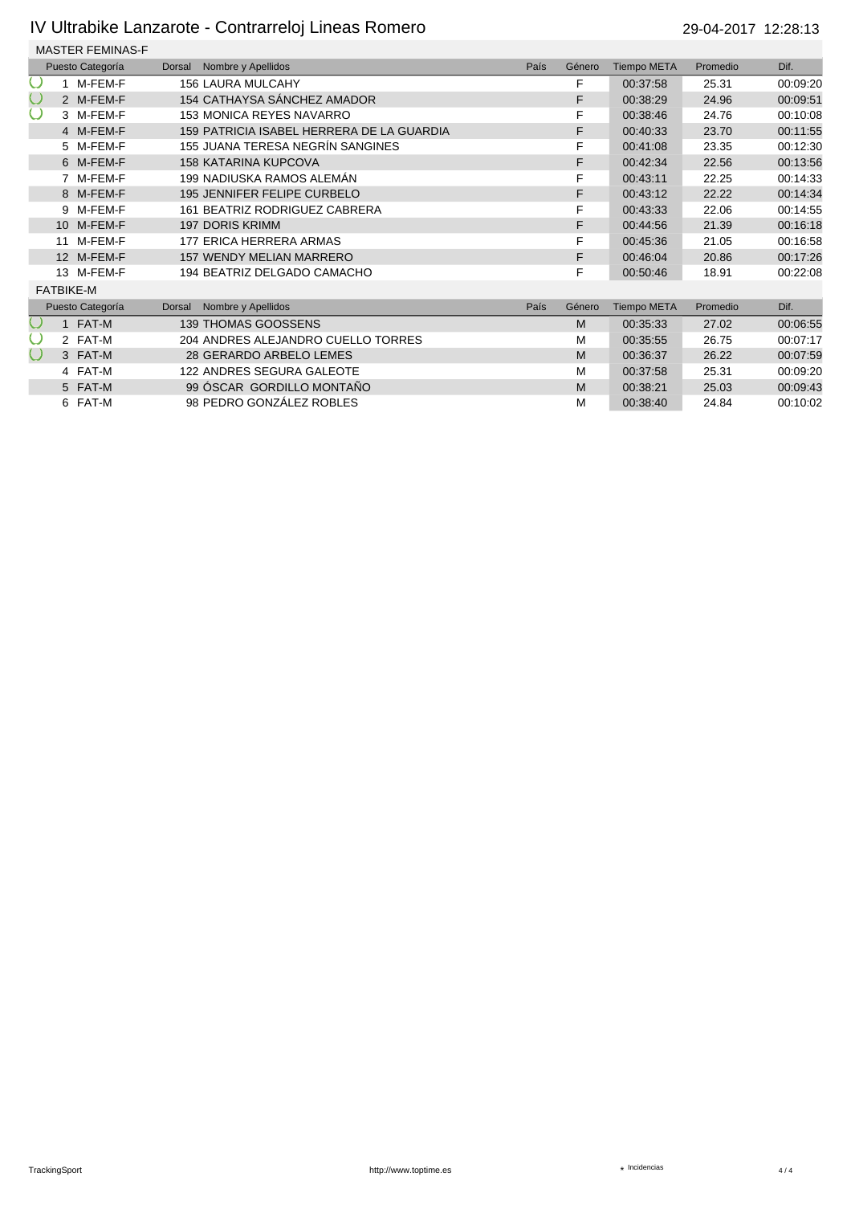# IV Ultrabike Lanzarote - Contrarreloj Lineas Romero

29-04-2017 12:28:13

## MASTER FEMINAS-F

| Puesto | Categoría | Dorsal | Nombre y Apellidos | País | Género | Tiempo META | Promedio | Dif. |
|---|---|---|---|---|---|---|---|---|
| 1 | M-FEM-F | 156 | LAURA MULCAHY | | F | 00:37:58 | 25.31 | 00:09:20 |
| 2 | M-FEM-F | 154 | CATHAYSA SÁNCHEZ AMADOR | | F | 00:38:29 | 24.96 | 00:09:51 |
| 3 | M-FEM-F | 153 | MONICA REYES NAVARRO | | F | 00:38:46 | 24.76 | 00:10:08 |
| 4 | M-FEM-F | 159 | PATRICIA ISABEL HERRERA DE LA GUARDIA | | F | 00:40:33 | 23.70 | 00:11:55 |
| 5 | M-FEM-F | 155 | JUANA TERESA NEGRÍN SANGINES | | F | 00:41:08 | 23.35 | 00:12:30 |
| 6 | M-FEM-F | 158 | KATARINA KUPCOVA | | F | 00:42:34 | 22.56 | 00:13:56 |
| 7 | M-FEM-F | 199 | NADIUSKA RAMOS ALEMÁN | | F | 00:43:11 | 22.25 | 00:14:33 |
| 8 | M-FEM-F | 195 | JENNIFER FELIPE CURBELO | | F | 00:43:12 | 22.22 | 00:14:34 |
| 9 | M-FEM-F | 161 | BEATRIZ RODRIGUEZ CABRERA | | F | 00:43:33 | 22.06 | 00:14:55 |
| 10 | M-FEM-F | 197 | DORIS KRIMM | | F | 00:44:56 | 21.39 | 00:16:18 |
| 11 | M-FEM-F | 177 | ERICA HERRERA ARMAS | | F | 00:45:36 | 21.05 | 00:16:58 |
| 12 | M-FEM-F | 157 | WENDY MELIAN MARRERO | | F | 00:46:04 | 20.86 | 00:17:26 |
| 13 | M-FEM-F | 194 | BEATRIZ DELGADO CAMACHO | | F | 00:50:46 | 18.91 | 00:22:08 |

## FATBIKE-M

| Puesto | Categoría | Dorsal | Nombre y Apellidos | País | Género | Tiempo META | Promedio | Dif. |
|---|---|---|---|---|---|---|---|---|
| 1 | FAT-M | 139 | THOMAS GOOSSENS | | M | 00:35:33 | 27.02 | 00:06:55 |
| 2 | FAT-M | 204 | ANDRES ALEJANDRO CUELLO TORRES | | M | 00:35:55 | 26.75 | 00:07:17 |
| 3 | FAT-M | 28 | GERARDO ARBELO LEMES | | M | 00:36:37 | 26.22 | 00:07:59 |
| 4 | FAT-M | 122 | ANDRES SEGURA GALEOTE | | M | 00:37:58 | 25.31 | 00:09:20 |
| 5 | FAT-M | 99 | ÓSCAR GORDILLO MONTAÑO | | M | 00:38:21 | 25.03 | 00:09:43 |
| 6 | FAT-M | 98 | PEDRO GONZÁLEZ ROBLES | | M | 00:38:40 | 24.84 | 00:10:02 |

TrackingSport http://www.toptime.es ⋆ Incidencias